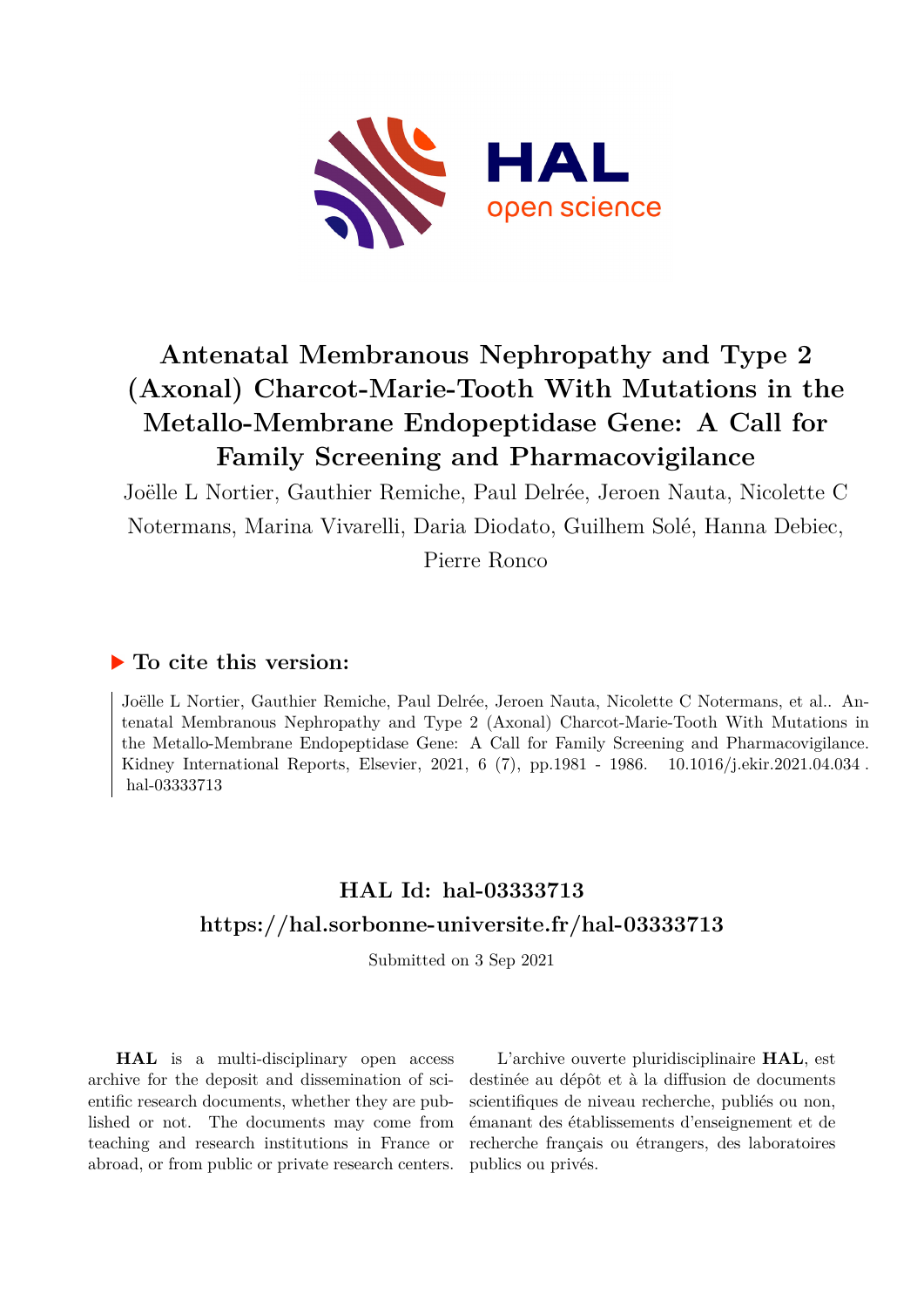# Antenatal Membranous Nephropathy and Type 2 (Axonal) Charcot-Marie-Tooth With Mutations in the Metallo-Membrane Endopeptidase Gene: A Call for Family Screening and Pharmacovigilance

Joëlle L Nortier, Gauthier Remiche, Paul Delrée, Jeroen Nauta, Nicolette C Notermans, Marina Vivarelli, Daria Diodato, Guilhem Solé, Hanna Debiec, Pierre Ronco

## ▶ To cite this version:

Joëlle L Nortier, Gauthier Remiche, Paul Delrée, Jeroen Nauta, Nicolette C Notermans, et al.. Antenatal Membranous Nephropathy and Type 2 (Axonal) Charcot-Marie-Tooth With Mutations in the Metallo-Membrane Endopeptidase Gene: A Call for Family Screening and Pharmacovigilance. Kidney International Reports, Elsevier, 2021, 6 (7), pp.1981 - 1986. 10.1016/j.ekir.2021.04.034. hal-03333713

## HAL Id: hal-03333713
## https://hal.sorbonne-universite.fr/hal-03333713

Submitted on 3 Sep 2021

**HAL** is a multi-disciplinary open access archive for the deposit and dissemination of scientific research documents, whether they are published or not. The documents may come from teaching and research institutions in France or abroad, or from public or private research centers.

L'archive ouverte pluridisciplinaire **HAL**, est destinée au dépôt et à la diffusion de documents scientifiques de niveau recherche, publiés ou non, émanant des établissements d'enseignement et de recherche français ou étrangers, des laboratoires publics ou privés.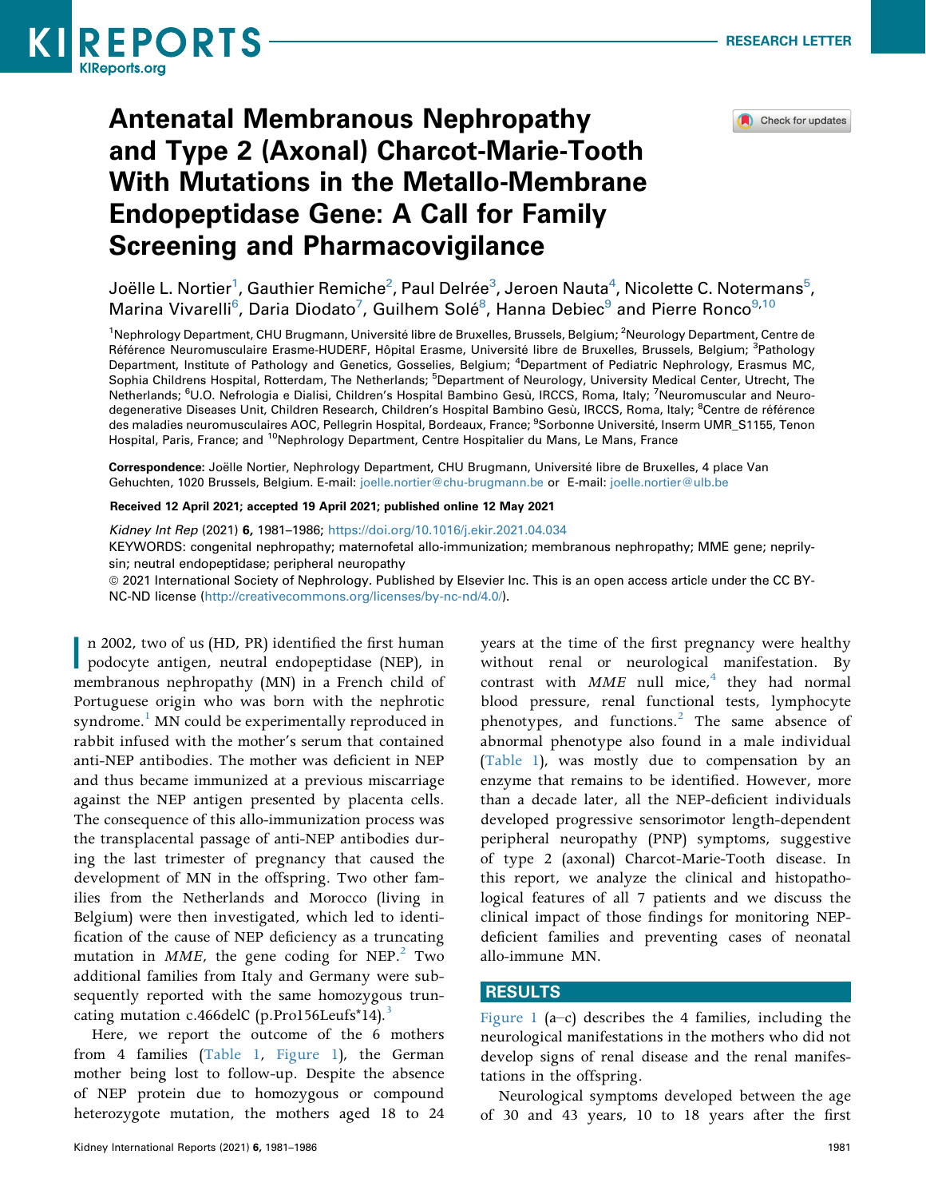# Antenatal Membranous Nephropathy and Type 2 (Axonal) Charcot-Marie-Tooth With Mutations in the Metallo-Membrane Endopeptidase Gene: A Call for Family Screening and Pharmacovigilance

Joëlle L. Nortier[1], Gauthier Remiche[2], Paul Delrée[3], Jeroen Nauta[4], Nicolette C. Notermans[5], Marina Vivarelli[6], Daria Diodato[7], Guilhem Solé[8], Hanna Debiec[9] and Pierre Ronco[9,10]

[1]Nephrology Department, CHU Brugmann, Université libre de Bruxelles, Brussels, Belgium; [2]Neurology Department, Centre de Référence Neuromusculaire Erasme-HUDERF, Hôpital Erasme, Université libre de Bruxelles, Brussels, Belgium; [3]Pathology Department, Institute of Pathology and Genetics, Gosselies, Belgium; [4]Department of Pediatric Nephrology, Erasmus MC, Sophia Childrens Hospital, Rotterdam, The Netherlands; [5]Department of Neurology, University Medical Center, Utrecht, The Netherlands; [6]U.O. Nefrologia e Dialisi, Children's Hospital Bambino Gesù, IRCCS, Roma, Italy; [7]Neuromuscular and Neurodegenerative Diseases Unit, Children Research, Children's Hospital Bambino Gesù, IRCCS, Roma, Italy; [8]Centre de référence des maladies neuromusculaires AOC, Pellegrin Hospital, Bordeaux, France; [9]Sorbonne Université, Inserm UMR_S1155, Tenon Hospital, Paris, France; and [10]Nephrology Department, Centre Hospitalier du Mans, Le Mans, France

**Correspondence:** Joëlle Nortier, Nephrology Department, CHU Brugmann, Université libre de Bruxelles, 4 place Van Gehuchten, 1020 Brussels, Belgium. E-mail: joelle.nortier@chu-brugmann.be or E-mail: joelle.nortier@ulb.be

**Received 12 April 2021; accepted 19 April 2021; published online 12 May 2021**

*Kidney Int Rep* (2021) **6**, 1981–1986; https://doi.org/10.1016/j.ekir.2021.04.034

KEYWORDS: congenital nephropathy; maternofetal allo-immunization; membranous nephropathy; MME gene; neprilysin; neutral endopeptidase; peripheral neuropathy

© 2021 International Society of Nephrology. Published by Elsevier Inc. This is an open access article under the CC BY-NC-ND license (http://creativecommons.org/licenses/by-nc-nd/4.0/).

In 2002, two of us (HD, PR) identified the first human podocyte antigen, neutral endopeptidase (NEP), in membranous nephropathy (MN) in a French child of Portuguese origin who was born with the nephrotic syndrome.[1] MN could be experimentally reproduced in rabbit infused with the mother's serum that contained anti-NEP antibodies. The mother was deficient in NEP and thus became immunized at a previous miscarriage against the NEP antigen presented by placenta cells. The consequence of this allo-immunization process was the transplacental passage of anti-NEP antibodies during the last trimester of pregnancy that caused the development of MN in the offspring. Two other families from the Netherlands and Morocco (living in Belgium) were then investigated, which led to identification of the cause of NEP deficiency as a truncating mutation in *MME*, the gene coding for NEP.[2] Two additional families from Italy and Germany were subsequently reported with the same homozygous truncating mutation c.466delC (p.Pro156Leufs*14).[3]

Here, we report the outcome of the 6 mothers from 4 families (Table 1, Figure 1), the German mother being lost to follow-up. Despite the absence of NEP protein due to homozygous or compound heterozygote mutation, the mothers aged 18 to 24 years at the time of the first pregnancy were healthy without renal or neurological manifestation. By contrast with *MME* null mice,[4] they had normal blood pressure, renal functional tests, lymphocyte phenotypes, and functions.[2] The same absence of abnormal phenotype also found in a male individual (Table 1), was mostly due to compensation by an enzyme that remains to be identified. However, more than a decade later, all the NEP-deficient individuals developed progressive sensorimotor length-dependent peripheral neuropathy (PNP) symptoms, suggestive of type 2 (axonal) Charcot-Marie-Tooth disease. In this report, we analyze the clinical and histopathological features of all 7 patients and we discuss the clinical impact of those findings for monitoring NEP-deficient families and preventing cases of neonatal allo-immune MN.

## RESULTS

Figure 1 (a–c) describes the 4 families, including the neurological manifestations in the mothers who did not develop signs of renal disease and the renal manifestations in the offspring.

Neurological symptoms developed between the age of 30 and 43 years, 10 to 18 years after the first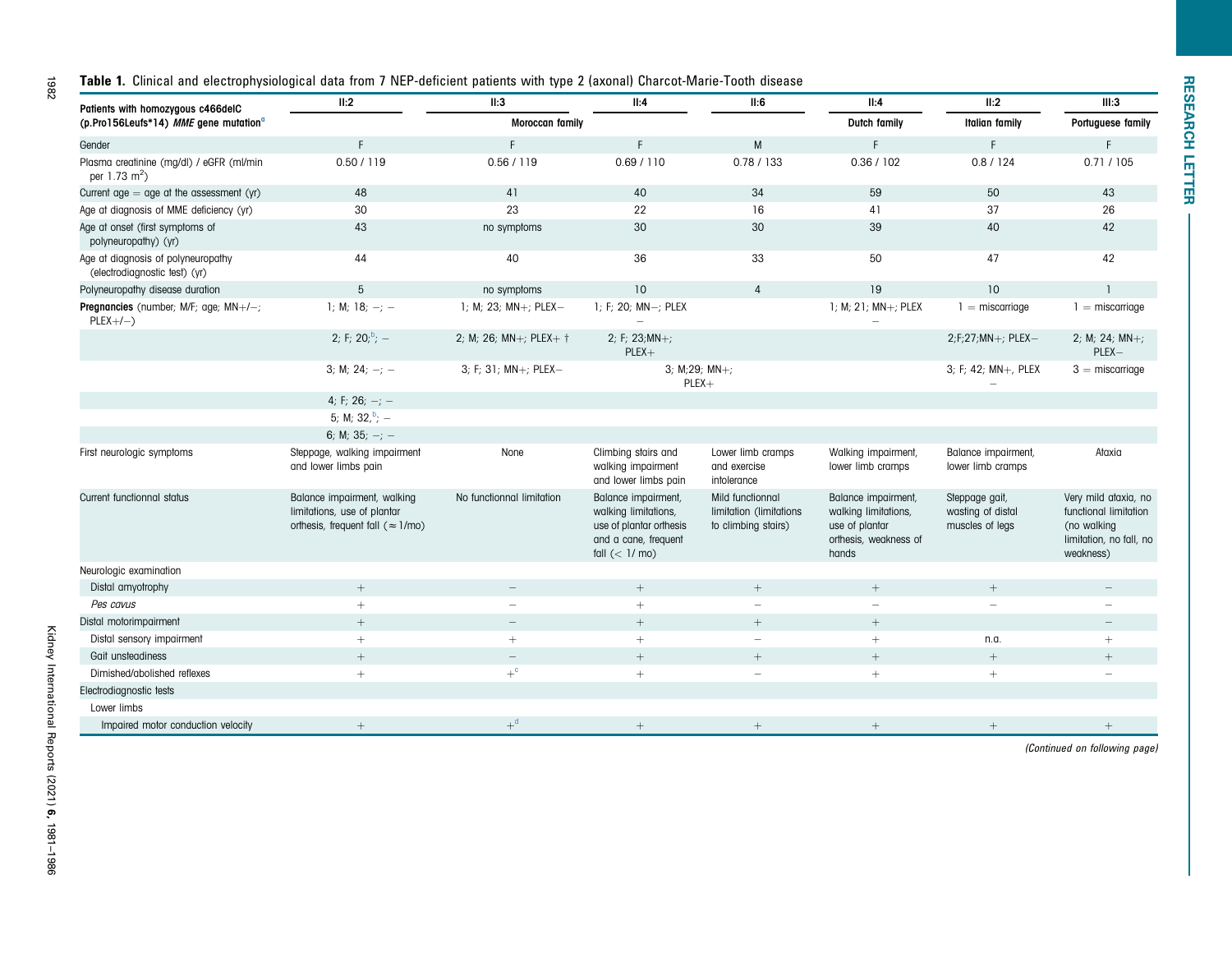**Table 1.** Clinical and electrophysiological data from 7 NEP-deficient patients with type 2 (axonal) Charcot-Marie-Tooth disease

| Patients with homozygous c466delC (p.Pro156Leufs*14) *MME* gene mutation[a] | II:2 | II:3 | II:4 | II:6 | II:4 | II:2 | III:3 |
|---|---|---|---|---|---|---|---|
| | | Moroccan family | | | Dutch family | Italian family | Portuguese family |
| Gender | F | F | F | M | F | F | F |
| Plasma creatinine (mg/dl) / eGFR (ml/min per 1.73 m$^2$) | 0.50 / 119 | 0.56 / 119 | 0.69 / 110 | 0.78 / 133 | 0.36 / 102 | 0.8 / 124 | 0.71 / 105 |
| Current age = age at the assessment (yr) | 48 | 41 | 40 | 34 | 59 | 50 | 43 |
| Age at diagnosis of MME deficiency (yr) | 30 | 23 | 22 | 16 | 41 | 37 | 26 |
| Age at onset (first symptoms of polyneuropathy) (yr) | 43 | no symptoms | 30 | 30 | 39 | 40 | 42 |
| Age at diagnosis of polyneuropathy (electrodiagnostic test) (yr) | 44 | 40 | 36 | 33 | 50 | 47 | 42 |
| Polyneuropathy disease duration | 5 | no symptoms | 10 | 4 | 19 | 10 | 1 |
| **Pregnancies** (number; M/F; age; MN+/−; PLEX+/−) | 1; M; 18; −; − | 1; M; 23; MN+; PLEX− | 1; F; 20; MN−; PLEX − | | 1; M; 21; MN+; PLEX − | 1 = miscarriage | 1 = miscarriage |
| | 2; F; 20;[b]; − | 2; M; 26; MN+; PLEX+ † | 2; F; 23;MN+; PLEX+ | | | 2;F;27;MN+; PLEX− | 2; M; 24; MN+; PLEX− |
| | 3; M; 24; −; − | 3; F; 31; MN+; PLEX− | 3; M;29; MN+; PLEX+ | | | 3; F; 42; MN+, PLEX − | 3 = miscarriage |
| | 4; F; 26; −; − | | | | | | |
| | 5; M; 32;[b]; − | | | | | | |
| | 6; M; 35; −; − | | | | | | |
| First neurologic symptoms | Steppage, walking impairment and lower limbs pain | None | Climbing stairs and walking impairment and lower limbs pain | Lower limb cramps and exercise intolerance | Walking impairment, lower limb cramps | Balance impairment, lower limb cramps | Ataxia |
| Current functionnal status | Balance impairment, walking limitations, use of plantar orthesis, frequent fall (≈ 1/mo) | No functionnal limitation | Balance impairment, walking limitations, use of plantar orthesis and a cane, frequent fall (< 1/ mo) | Mild functionnal limitation (limitations to climbing stairs) | Balance impairment, walking limitations, use of plantar orthesis, weakness of hands | Steppage gait, wasting of distal muscles of legs | Very mild ataxia, no functional limitation (no walking limitation, no fall, no weakness) |
| Neurologic examination | | | | | | | |
| Distal amyotrophy | + | − | + | + | + | + | − |
| *Pes cavus* | + | − | + | − | − | − | − |
| Distal motorimpairment | + | − | + | + | + | | − |
| Distal sensory impairment | + | + | + | − | + | n.a. | + |
| Gait unsteadiness | + | − | + | + | + | + | + |
| Dimished/abolished reflexes | + | +[c] | + | − | + | + | − |
| Electrodiagnostic tests | | | | | | | |
| Lower limbs | | | | | | | |
| Impaired motor conduction velocity | + | +[d] | + | + | + | + | + |

*(Continued on following page)*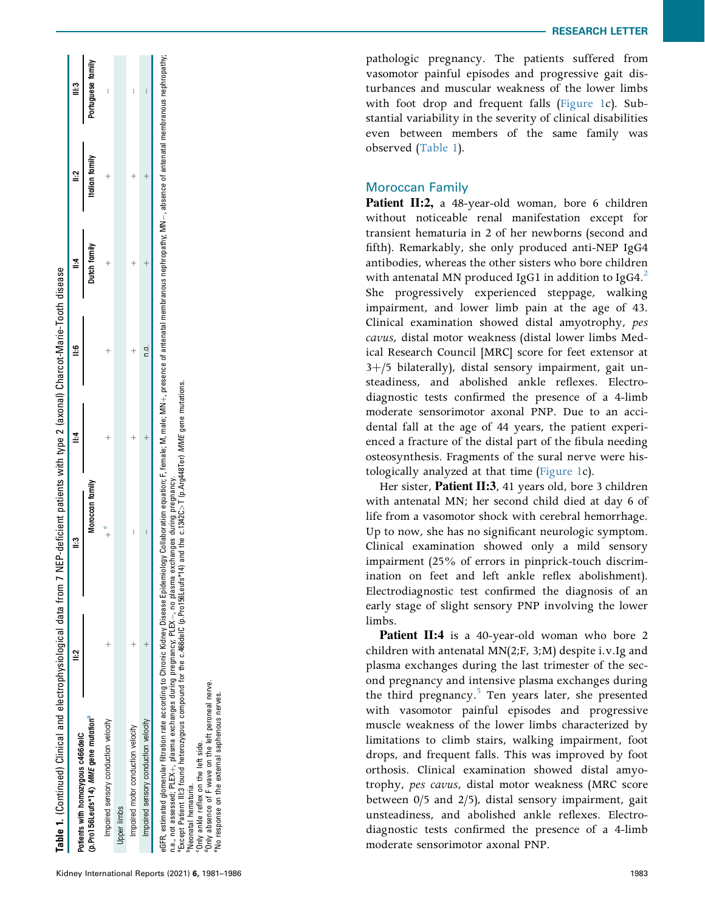**Table 1.** (Continued) Clinical and electrophysiological data from 7 NEP-deficient patients with type 2 (axonal) Charcot-Marie-Tooth disease

| Patients with homozygous c466delC (p.Pro156Leufs*14) *MME* gene mutation[a] | II:2 | II:3 | II:4 | II:6 | II:4 | II:2 | III:3 |
|---|---|---|---|---|---|---|---|
| | Moroccan family | | | | Dutch family | Italian family | Portuguese family |
| Impaired sensory conduction velocity | + | +[e] | + | + | + | + | – |
| Upper limbs | | | | | | | |
| Impaired motor conduction velocity | + | – | + | + | + | + | – |
| Impaired sensory conduction velocity | + | – | + | n.a. | + | + | – |

eGFR, estimated glomerular filtration rate according to Chronic Kidney Disease Epidemiology Collaboration equation; F, female; M, male; MN+, presence of antenatal membranous nephropathy; MN–, absence of antenatal membranous nephropathy; n.a., not assessed; PLEX+, plasma exchanges during pregnancy; PLEX–, no plasma exchanges during pregnancy.
[a]Except Patient III:3 found heterozygous compound for the c.466delC (p.Pro156Leufs*14) and the c.1342C>T (p.Arg448Ter) *MME* gene mutations.
[b]Neonatal hematuria.
[c]Only ankle reflex on the left side.
[d]Only absence of F wave on the left peroneal nerve.
[e]No response on the external saphenous nerves.

pathologic pregnancy. The patients suffered from vasomotor painful episodes and progressive gait disturbances and muscular weakness of the lower limbs with foot drop and frequent falls (Figure 1c). Substantial variability in the severity of clinical disabilities even between members of the same family was observed (Table 1).

## Moroccan Family

**Patient II:2,** a 48-year-old woman, bore 6 children without noticeable renal manifestation except for transient hematuria in 2 of her newborns (second and fifth). Remarkably, she only produced anti-NEP IgG4 antibodies, whereas the other sisters who bore children with antenatal MN produced IgG1 in addition to IgG4.[2] She progressively experienced steppage, walking impairment, and lower limb pain at the age of 43. Clinical examination showed distal amyotrophy, *pes cavus*, distal motor weakness (distal lower limbs Medical Research Council [MRC] score for feet extensor at 3+/5 bilaterally), distal sensory impairment, gait unsteadiness, and abolished ankle reflexes. Electrodiagnostic tests confirmed the presence of a 4-limb moderate sensorimotor axonal PNP. Due to an accidental fall at the age of 44 years, the patient experienced a fracture of the distal part of the fibula needing osteosynthesis. Fragments of the sural nerve were histologically analyzed at that time (Figure 1c).

Her sister, **Patient II:3**, 41 years old, bore 3 children with antenatal MN; her second child died at day 6 of life from a vasomotor shock with cerebral hemorrhage. Up to now, she has no significant neurologic symptom. Clinical examination showed only a mild sensory impairment (25% of errors in pinprick-touch discrimination on feet and left ankle reflex abolishment). Electrodiagnostic test confirmed the diagnosis of an early stage of slight sensory PNP involving the lower limbs.

**Patient II:4** is a 40-year-old woman who bore 2 children with antenatal MN(2;F, 3;M) despite i.v.Ig and plasma exchanges during the last trimester of the second pregnancy and intensive plasma exchanges during the third pregnancy.[5] Ten years later, she presented with vasomotor painful episodes and progressive muscle weakness of the lower limbs characterized by limitations to climb stairs, walking impairment, foot drops, and frequent falls. This was improved by foot orthosis. Clinical examination showed distal amyotrophy, *pes cavus*, distal motor weakness (MRC score between 0/5 and 2/5), distal sensory impairment, gait unsteadiness, and abolished ankle reflexes. Electrodiagnostic tests confirmed the presence of a 4-limb moderate sensorimotor axonal PNP.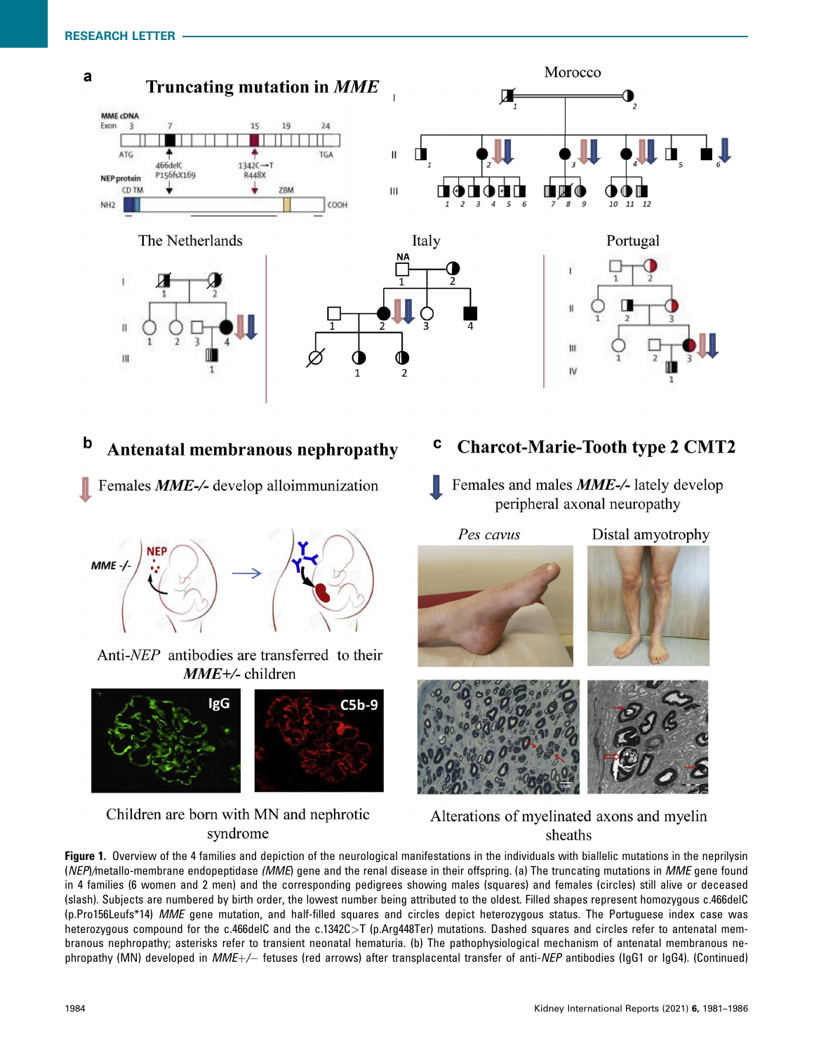**Figure 1.** Overview of the 4 families and depiction of the neurological manifestations in the individuals with biallelic mutations in the neprilysin (*NEP*)/metallo-membrane endopeptidase (*MME*) gene and the renal disease in their offspring. (a) The truncating mutations in *MME* gene found in 4 families (6 women and 2 men) and the corresponding pedigrees showing males (squares) and females (circles) still alive or deceased (slash). Subjects are numbered by birth order, the lowest number being attributed to the oldest. Filled shapes represent homozygous c.466delC (p.Pro156Leufs*14) *MME* gene mutation, and half-filled squares and circles depict heterozygous status. The Portuguese index case was heterozygous compound for the c.466delC and the c.1342C>T (p.Arg448Ter) mutations. Dashed squares and circles refer to antenatal membranous nephropathy; asterisks refer to transient neonatal hematuria. (b) The pathophysiological mechanism of antenatal membranous nephropathy (MN) developed in *MME*+/− fetuses (red arrows) after transplacental transfer of anti-*NEP* antibodies (IgG1 or IgG4). (Continued)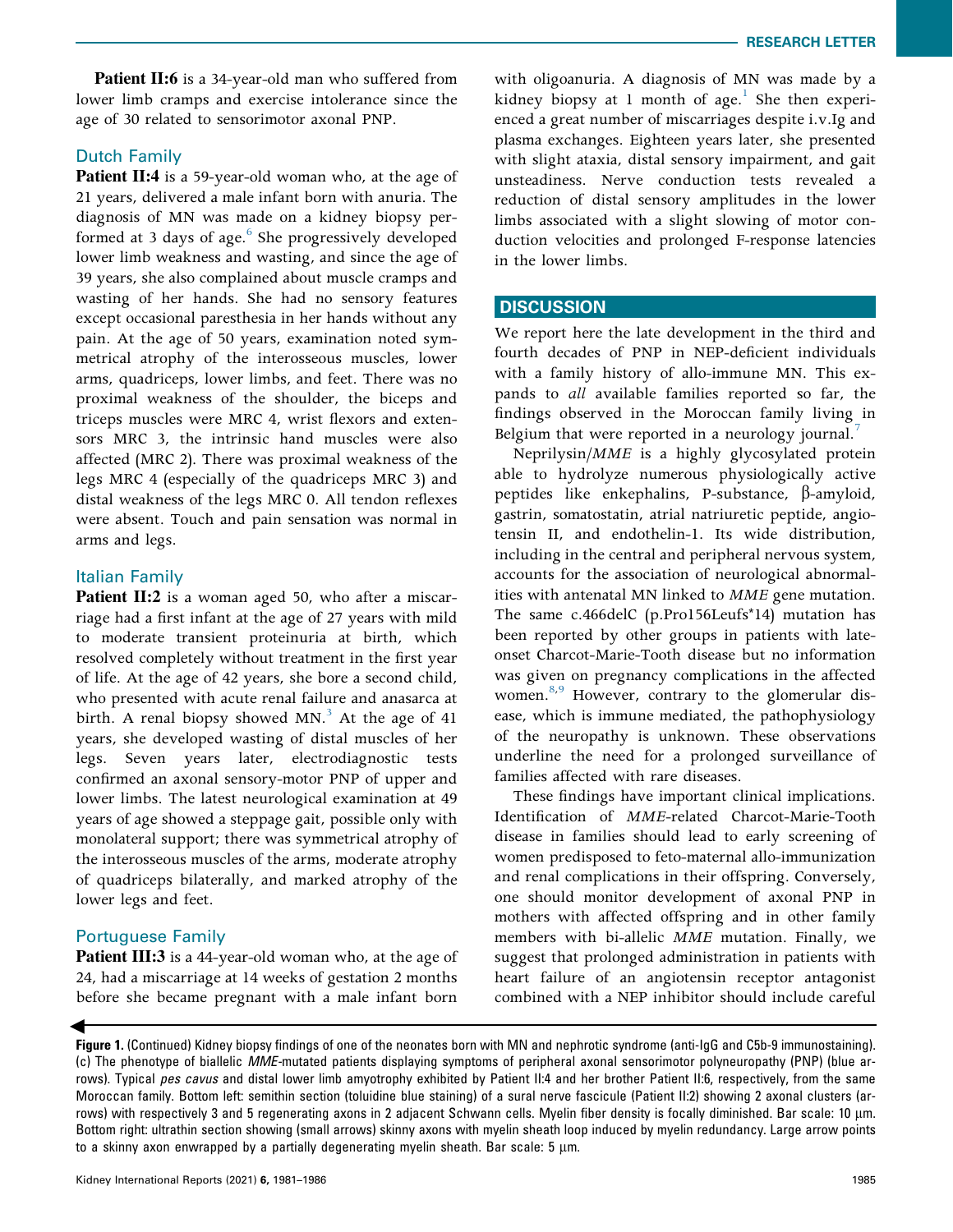**Patient II:6** is a 34-year-old man who suffered from lower limb cramps and exercise intolerance since the age of 30 related to sensorimotor axonal PNP.

### Dutch Family

**Patient II:4** is a 59-year-old woman who, at the age of 21 years, delivered a male infant born with anuria. The diagnosis of MN was made on a kidney biopsy performed at 3 days of age.[6] She progressively developed lower limb weakness and wasting, and since the age of 39 years, she also complained about muscle cramps and wasting of her hands. She had no sensory features except occasional paresthesia in her hands without any pain. At the age of 50 years, examination noted symmetrical atrophy of the interosseous muscles, lower arms, quadriceps, lower limbs, and feet. There was no proximal weakness of the shoulder, the biceps and triceps muscles were MRC 4, wrist flexors and extensors MRC 3, the intrinsic hand muscles were also affected (MRC 2). There was proximal weakness of the legs MRC 4 (especially of the quadriceps MRC 3) and distal weakness of the legs MRC 0. All tendon reflexes were absent. Touch and pain sensation was normal in arms and legs.

### Italian Family

**Patient II:2** is a woman aged 50, who after a miscarriage had a first infant at the age of 27 years with mild to moderate transient proteinuria at birth, which resolved completely without treatment in the first year of life. At the age of 42 years, she bore a second child, who presented with acute renal failure and anasarca at birth. A renal biopsy showed MN.[3] At the age of 41 years, she developed wasting of distal muscles of her legs. Seven years later, electrodiagnostic tests confirmed an axonal sensory-motor PNP of upper and lower limbs. The latest neurological examination at 49 years of age showed a steppage gait, possible only with monolateral support; there was symmetrical atrophy of the interosseous muscles of the arms, moderate atrophy of quadriceps bilaterally, and marked atrophy of the lower legs and feet.

### Portuguese Family

**Patient III:3** is a 44-year-old woman who, at the age of 24, had a miscarriage at 14 weeks of gestation 2 months before she became pregnant with a male infant born with oligoanuria. A diagnosis of MN was made by a kidney biopsy at 1 month of age.[1] She then experienced a great number of miscarriages despite i.v.Ig and plasma exchanges. Eighteen years later, she presented with slight ataxia, distal sensory impairment, and gait unsteadiness. Nerve conduction tests revealed a reduction of distal sensory amplitudes in the lower limbs associated with a slight slowing of motor conduction velocities and prolonged F-response latencies in the lower limbs.

## DISCUSSION

We report here the late development in the third and fourth decades of PNP in NEP-deficient individuals with a family history of allo-immune MN. This expands to *all* available families reported so far, the findings observed in the Moroccan family living in Belgium that were reported in a neurology journal.[7]

Neprilysin/*MME* is a highly glycosylated protein able to hydrolyze numerous physiologically active peptides like enkephalins, P-substance, β-amyloid, gastrin, somatostatin, atrial natriuretic peptide, angiotensin II, and endothelin-1. Its wide distribution, including in the central and peripheral nervous system, accounts for the association of neurological abnormalities with antenatal MN linked to *MME* gene mutation. The same c.466delC (p.Pro156Leufs*14) mutation has been reported by other groups in patients with late-onset Charcot-Marie-Tooth disease but no information was given on pregnancy complications in the affected women.[8,9] However, contrary to the glomerular disease, which is immune mediated, the pathophysiology of the neuropathy is unknown. These observations underline the need for a prolonged surveillance of families affected with rare diseases.

These findings have important clinical implications. Identification of *MME*-related Charcot-Marie-Tooth disease in families should lead to early screening of women predisposed to feto-maternal allo-immunization and renal complications in their offspring. Conversely, one should monitor development of axonal PNP in mothers with affected offspring and in other family members with bi-allelic *MME* mutation. Finally, we suggest that prolonged administration in patients with heart failure of an angiotensin receptor antagonist combined with a NEP inhibitor should include careful

**Figure 1.** (Continued) Kidney biopsy findings of one of the neonates born with MN and nephrotic syndrome (anti-IgG and C5b-9 immunostaining). (c) The phenotype of biallelic *MME*-mutated patients displaying symptoms of peripheral axonal sensorimotor polyneuropathy (PNP) (blue arrows). Typical *pes cavus* and distal lower limb amyotrophy exhibited by Patient II:4 and her brother Patient II:6, respectively, from the same Moroccan family. Bottom left: semithin section (toluidine blue staining) of a sural nerve fascicule (Patient II:2) showing 2 axonal clusters (arrows) with respectively 3 and 5 regenerating axons in 2 adjacent Schwann cells. Myelin fiber density is focally diminished. Bar scale: 10 μm. Bottom right: ultrathin section showing (small arrows) skinny axons with myelin sheath loop induced by myelin redundancy. Large arrow points to a skinny axon enwrapped by a partially degenerating myelin sheath. Bar scale: 5 μm.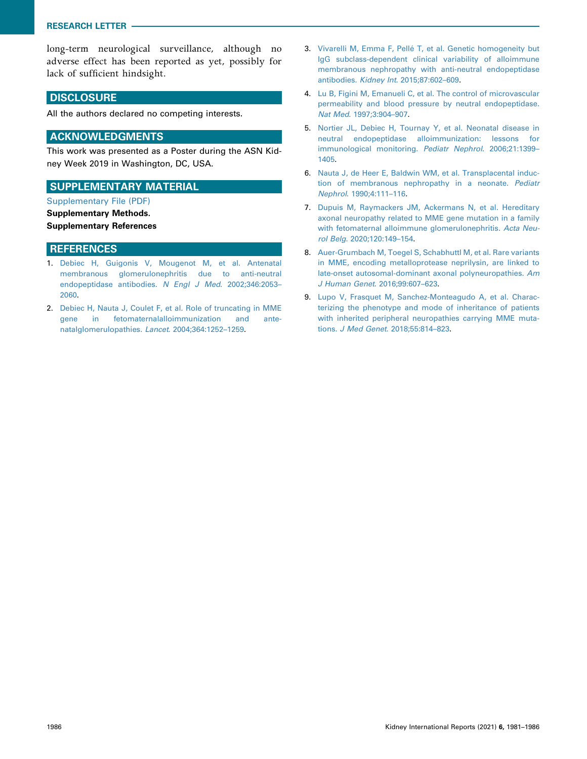long-term neurological surveillance, although no adverse effect has been reported as yet, possibly for lack of sufficient hindsight.

## DISCLOSURE

All the authors declared no competing interests.

## ACKNOWLEDGMENTS

This work was presented as a Poster during the ASN Kidney Week 2019 in Washington, DC, USA.

## SUPPLEMENTARY MATERIAL

Supplementary File (PDF)

**Supplementary Methods.**

**Supplementary References**

## REFERENCES

1. Debiec H, Guigonis V, Mougenot M, et al. Antenatal membranous glomerulonephritis due to anti-neutral endopeptidase antibodies. *N Engl J Med*. 2002;346:2053–2060.
2. Debiec H, Nauta J, Coulet F, et al. Role of truncating in MME gene in fetomaternalalloimmunization and antenatalglomerulopathies. *Lancet*. 2004;364:1252–1259.
3. Vivarelli M, Emma F, Pellé T, et al. Genetic homogeneity but IgG subclass-dependent clinical variability of alloimmune membranous nephropathy with anti-neutral endopeptidase antibodies. *Kidney Int*. 2015;87:602–609.
4. Lu B, Figini M, Emanueli C, et al. The control of microvascular permeability and blood pressure by neutral endopeptidase. *Nat Med*. 1997;3:904–907.
5. Nortier JL, Debiec H, Tournay Y, et al. Neonatal disease in neutral endopeptidase alloimmunization: lessons for immunological monitoring. *Pediatr Nephrol*. 2006;21:1399–1405.
6. Nauta J, de Heer E, Baldwin WM, et al. Transplacental induction of membranous nephropathy in a neonate. *Pediatr Nephrol*. 1990;4:111–116.
7. Dupuis M, Raymackers JM, Ackermans N, et al. Hereditary axonal neuropathy related to MME gene mutation in a family with fetomaternal alloimmune glomerulonephritis. *Acta Neurol Belg*. 2020;120:149–154.
8. Auer-Grumbach M, Toegel S, Schabhuttl M, et al. Rare variants in MME, encoding metalloprotease neprilysin, are linked to late-onset autosomal-dominant axonal polyneuropathies. *Am J Human Genet*. 2016;99:607–623.
9. Lupo V, Frasquet M, Sanchez-Monteagudo A, et al. Characterizing the phenotype and mode of inheritance of patients with inherited peripheral neuropathies carrying MME mutations. *J Med Genet*. 2018;55:814–823.